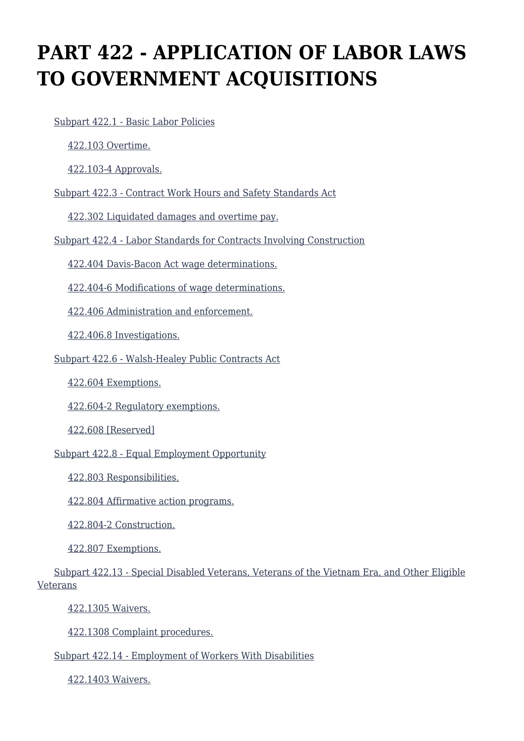# PART 422 - APPLICATION OF LABOR LAWS TO GOVERNMENT ACQUISITIONS

- Subpart 422.1 - Basic Labor Policies
  - 422.103 Overtime.
  - 422.103-4 Approvals.
- Subpart 422.3 - Contract Work Hours and Safety Standards Act
  - 422.302 Liquidated damages and overtime pay.
- Subpart 422.4 - Labor Standards for Contracts Involving Construction
  - 422.404 Davis-Bacon Act wage determinations.
  - 422.404-6 Modifications of wage determinations.
  - 422.406 Administration and enforcement.
  - 422.406.8 Investigations.
- Subpart 422.6 - Walsh-Healey Public Contracts Act
  - 422.604 Exemptions.
  - 422.604-2 Regulatory exemptions.
  - 422.608 [Reserved]
- Subpart 422.8 - Equal Employment Opportunity
  - 422.803 Responsibilities.
  - 422.804 Affirmative action programs.
  - 422.804-2 Construction.
  - 422.807 Exemptions.
- Subpart 422.13 - Special Disabled Veterans, Veterans of the Vietnam Era, and Other Eligible Veterans
  - 422.1305 Waivers.
  - 422.1308 Complaint procedures.
- Subpart 422.14 - Employment of Workers With Disabilities
  - 422.1403 Waivers.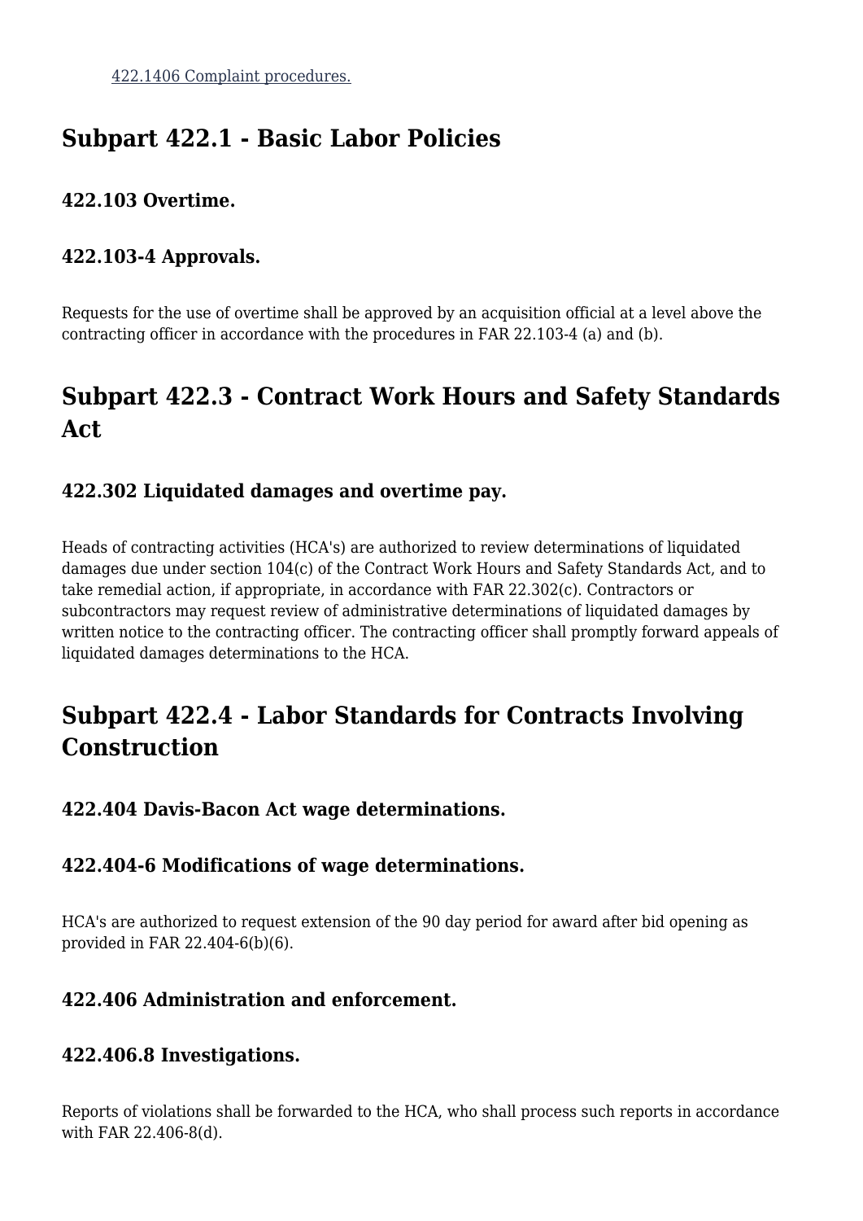[422.1406 Complaint procedures.]

## Subpart 422.1 - Basic Labor Policies

### 422.103 Overtime.

### 422.103-4 Approvals.

Requests for the use of overtime shall be approved by an acquisition official at a level above the contracting officer in accordance with the procedures in FAR 22.103-4 (a) and (b).

## Subpart 422.3 - Contract Work Hours and Safety Standards Act

### 422.302 Liquidated damages and overtime pay.

Heads of contracting activities (HCA's) are authorized to review determinations of liquidated damages due under section 104(c) of the Contract Work Hours and Safety Standards Act, and to take remedial action, if appropriate, in accordance with FAR 22.302(c). Contractors or subcontractors may request review of administrative determinations of liquidated damages by written notice to the contracting officer. The contracting officer shall promptly forward appeals of liquidated damages determinations to the HCA.

## Subpart 422.4 - Labor Standards for Contracts Involving Construction

### 422.404 Davis-Bacon Act wage determinations.

### 422.404-6 Modifications of wage determinations.

HCA's are authorized to request extension of the 90 day period for award after bid opening as provided in FAR 22.404-6(b)(6).

### 422.406 Administration and enforcement.

### 422.406.8 Investigations.

Reports of violations shall be forwarded to the HCA, who shall process such reports in accordance with FAR 22.406-8(d).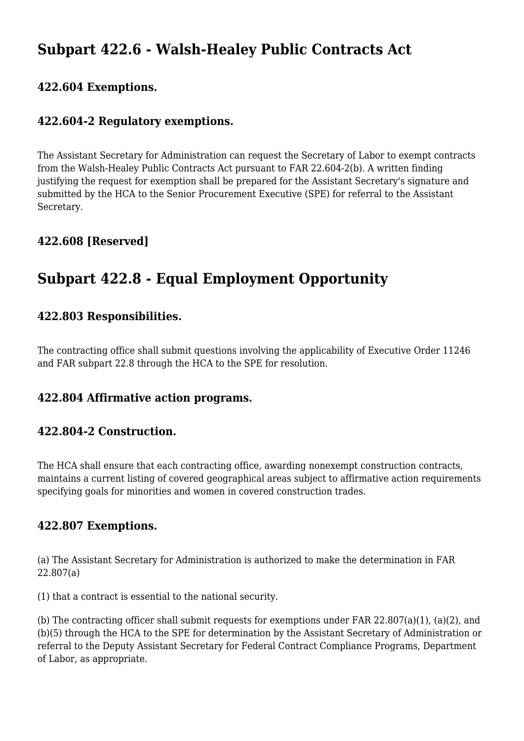# Subpart 422.6 - Walsh-Healey Public Contracts Act

### 422.604 Exemptions.

### 422.604-2 Regulatory exemptions.

The Assistant Secretary for Administration can request the Secretary of Labor to exempt contracts from the Walsh-Healey Public Contracts Act pursuant to FAR 22.604-2(b). A written finding justifying the request for exemption shall be prepared for the Assistant Secretary's signature and submitted by the HCA to the Senior Procurement Executive (SPE) for referral to the Assistant Secretary.

### 422.608 [Reserved]

# Subpart 422.8 - Equal Employment Opportunity

### 422.803 Responsibilities.

The contracting office shall submit questions involving the applicability of Executive Order 11246 and FAR subpart 22.8 through the HCA to the SPE for resolution.

### 422.804 Affirmative action programs.

### 422.804-2 Construction.

The HCA shall ensure that each contracting office, awarding nonexempt construction contracts, maintains a current listing of covered geographical areas subject to affirmative action requirements specifying goals for minorities and women in covered construction trades.

### 422.807 Exemptions.

(a) The Assistant Secretary for Administration is authorized to make the determination in FAR 22.807(a)

(1) that a contract is essential to the national security.

(b) The contracting officer shall submit requests for exemptions under FAR 22.807(a)(1), (a)(2), and (b)(5) through the HCA to the SPE for determination by the Assistant Secretary of Administration or referral to the Deputy Assistant Secretary for Federal Contract Compliance Programs, Department of Labor, as appropriate.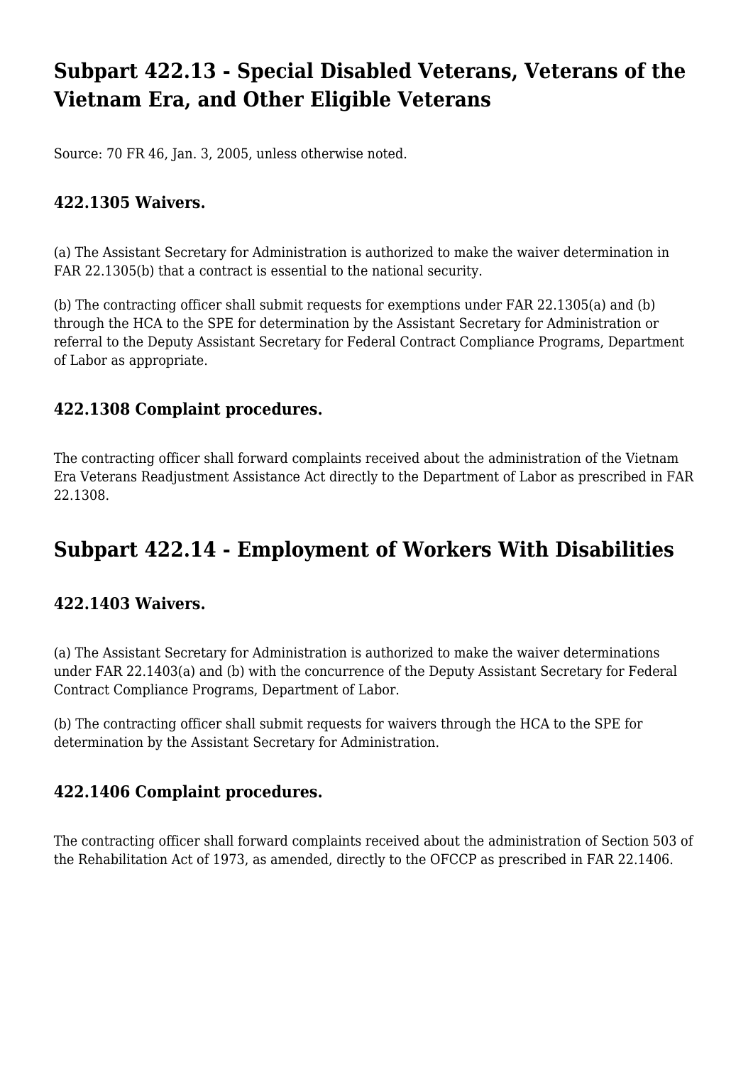## Subpart 422.13 - Special Disabled Veterans, Veterans of the Vietnam Era, and Other Eligible Veterans

Source: 70 FR 46, Jan. 3, 2005, unless otherwise noted.

### 422.1305 Waivers.

(a) The Assistant Secretary for Administration is authorized to make the waiver determination in FAR 22.1305(b) that a contract is essential to the national security.

(b) The contracting officer shall submit requests for exemptions under FAR 22.1305(a) and (b) through the HCA to the SPE for determination by the Assistant Secretary for Administration or referral to the Deputy Assistant Secretary for Federal Contract Compliance Programs, Department of Labor as appropriate.

### 422.1308 Complaint procedures.

The contracting officer shall forward complaints received about the administration of the Vietnam Era Veterans Readjustment Assistance Act directly to the Department of Labor as prescribed in FAR 22.1308.

## Subpart 422.14 - Employment of Workers With Disabilities

### 422.1403 Waivers.

(a) The Assistant Secretary for Administration is authorized to make the waiver determinations under FAR 22.1403(a) and (b) with the concurrence of the Deputy Assistant Secretary for Federal Contract Compliance Programs, Department of Labor.

(b) The contracting officer shall submit requests for waivers through the HCA to the SPE for determination by the Assistant Secretary for Administration.

### 422.1406 Complaint procedures.

The contracting officer shall forward complaints received about the administration of Section 503 of the Rehabilitation Act of 1973, as amended, directly to the OFCCP as prescribed in FAR 22.1406.